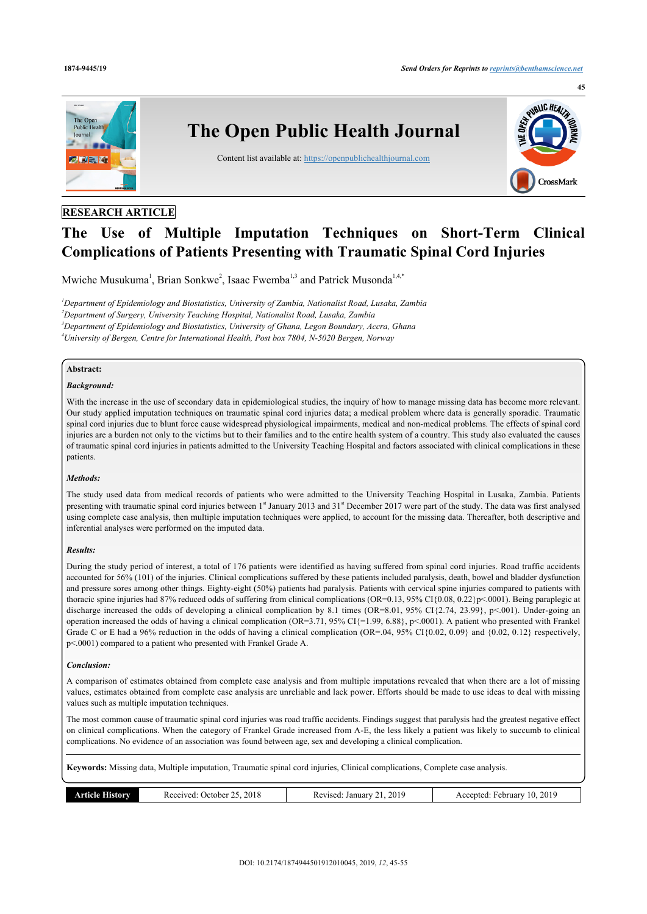RESEARCH ARTICLE

# The Use of Multiple Imputation Techniques on Short-Term Clinical Complications of Patients Presenting with Traumatic Spinal Cord Injuries

Mwiche Musukuma[1], Brian Sonkwe[2], Isaac Fwemba[1,3] and Patrick Musonda[1,4,*]

[1]Department of Epidemiology and Biostatistics, University of Zambia, Nationalist Road, Lusaka, Zambia
[2]Department of Surgery, University Teaching Hospital, Nationalist Road, Lusaka, Zambia
[3]Department of Epidemiology and Biostatistics, University of Ghana, Legon Boundary, Accra, Ghana
[4]University of Bergen, Centre for International Health, Post box 7804, N-5020 Bergen, Norway

**Abstract:**

***Background:***

With the increase in the use of secondary data in epidemiological studies, the inquiry of how to manage missing data has become more relevant. Our study applied imputation techniques on traumatic spinal cord injuries data; a medical problem where data is generally sporadic. Traumatic spinal cord injuries due to blunt force cause widespread physiological impairments, medical and non-medical problems. The effects of spinal cord injuries are a burden not only to the victims but to their families and to the entire health system of a country. This study also evaluated the causes of traumatic spinal cord injuries in patients admitted to the University Teaching Hospital and factors associated with clinical complications in these patients.

***Methods:***

The study used data from medical records of patients who were admitted to the University Teaching Hospital in Lusaka, Zambia. Patients presenting with traumatic spinal cord injuries between 1st January 2013 and 31st December 2017 were part of the study. The data was first analysed using complete case analysis, then multiple imputation techniques were applied, to account for the missing data. Thereafter, both descriptive and inferential analyses were performed on the imputed data.

***Results:***

During the study period of interest, a total of 176 patients were identified as having suffered from spinal cord injuries. Road traffic accidents accounted for 56% (101) of the injuries. Clinical complications suffered by these patients included paralysis, death, bowel and bladder dysfunction and pressure sores among other things. Eighty-eight (50%) patients had paralysis. Patients with cervical spine injuries compared to patients with thoracic spine injuries had 87% reduced odds of suffering from clinical complications (OR=0.13, 95% CI{0.08, 0.22}p<.0001). Being paraplegic at discharge increased the odds of developing a clinical complication by 8.1 times (OR=8.01, 95% CI{2.74, 23.99}, p<.001). Under-going an operation increased the odds of having a clinical complication (OR=3.71, 95% CI{=1.99, 6.88}, p<.0001). A patient who presented with Frankel Grade C or E had a 96% reduction in the odds of having a clinical complication (OR=.04, 95% CI{0.02, 0.09} and {0.02, 0.12} respectively, p<.0001) compared to a patient who presented with Frankel Grade A.

***Conclusion:***

A comparison of estimates obtained from complete case analysis and from multiple imputations revealed that when there are a lot of missing values, estimates obtained from complete case analysis are unreliable and lack power. Efforts should be made to use ideas to deal with missing values such as multiple imputation techniques.

The most common cause of traumatic spinal cord injuries was road traffic accidents. Findings suggest that paralysis had the greatest negative effect on clinical complications. When the category of Frankel Grade increased from A-E, the less likely a patient was likely to succumb to clinical complications. No evidence of an association was found between age, sex and developing a clinical complication.

**Keywords:** Missing data, Multiple imputation, Traumatic spinal cord injuries, Clinical complications, Complete case analysis.

| Article History | Received: October 25, 2018 | Revised: January 21, 2019 | Accepted: February 10, 2019 |
|---|---|---|---|

DOI: 10.2174/1874944501912010045, 2019, 12, 45-55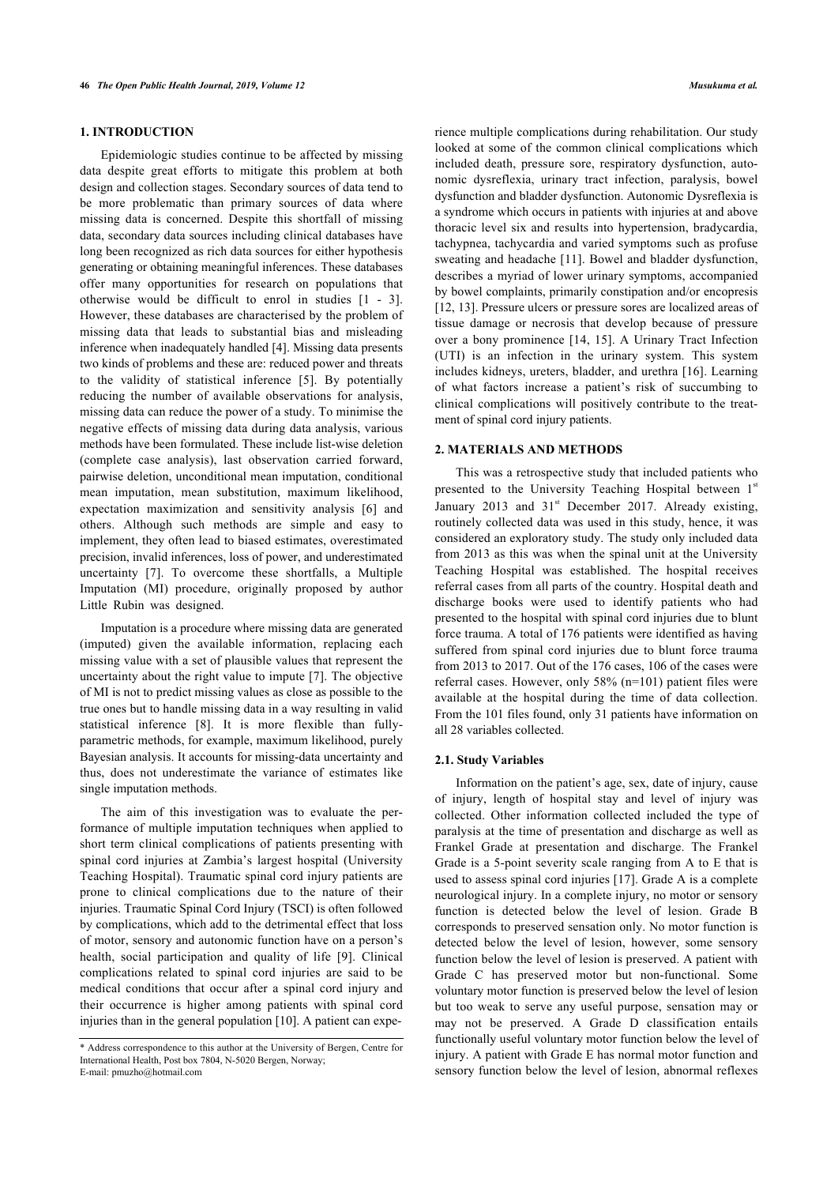## 1. INTRODUCTION

Epidemiologic studies continue to be affected by missing data despite great efforts to mitigate this problem at both design and collection stages. Secondary sources of data tend to be more problematic than primary sources of data where missing data is concerned. Despite this shortfall of missing data, secondary data sources including clinical databases have long been recognized as rich data sources for either hypothesis generating or obtaining meaningful inferences. These databases offer many opportunities for research on populations that otherwise would be difficult to enrol in studies [1 - 3]. However, these databases are characterised by the problem of missing data that leads to substantial bias and misleading inference when inadequately handled [4]. Missing data presents two kinds of problems and these are: reduced power and threats to the validity of statistical inference [5]. By potentially reducing the number of available observations for analysis, missing data can reduce the power of a study. To minimise the negative effects of missing data during data analysis, various methods have been formulated. These include list-wise deletion (complete case analysis), last observation carried forward, pairwise deletion, unconditional mean imputation, conditional mean imputation, mean substitution, maximum likelihood, expectation maximization and sensitivity analysis [6] and others. Although such methods are simple and easy to implement, they often lead to biased estimates, overestimated precision, invalid inferences, loss of power, and underestimated uncertainty [7]. To overcome these shortfalls, a Multiple Imputation (MI) procedure, originally proposed by author Little Rubin was designed.

Imputation is a procedure where missing data are generated (imputed) given the available information, replacing each missing value with a set of plausible values that represent the uncertainty about the right value to impute [7]. The objective of MI is not to predict missing values as close as possible to the true ones but to handle missing data in a way resulting in valid statistical inference [8]. It is more flexible than fully-parametric methods, for example, maximum likelihood, purely Bayesian analysis. It accounts for missing-data uncertainty and thus, does not underestimate the variance of estimates like single imputation methods.

The aim of this investigation was to evaluate the performance of multiple imputation techniques when applied to short term clinical complications of patients presenting with spinal cord injuries at Zambia's largest hospital (University Teaching Hospital). Traumatic spinal cord injury patients are prone to clinical complications due to the nature of their injuries. Traumatic Spinal Cord Injury (TSCI) is often followed by complications, which add to the detrimental effect that loss of motor, sensory and autonomic function have on a person's health, social participation and quality of life [9]. Clinical complications related to spinal cord injuries are said to be medical conditions that occur after a spinal cord injury and their occurrence is higher among patients with spinal cord injuries than in the general population [10]. A patient can experience multiple complications during rehabilitation. Our study looked at some of the common clinical complications which included death, pressure sore, respiratory dysfunction, autonomic dysreflexia, urinary tract infection, paralysis, bowel dysfunction and bladder dysfunction. Autonomic Dysreflexia is a syndrome which occurs in patients with injuries at and above thoracic level six and results into hypertension, bradycardia, tachypnea, tachycardia and varied symptoms such as profuse sweating and headache [11]. Bowel and bladder dysfunction, describes a myriad of lower urinary symptoms, accompanied by bowel complaints, primarily constipation and/or encopresis [12, 13]. Pressure ulcers or pressure sores are localized areas of tissue damage or necrosis that develop because of pressure over a bony prominence [14, 15]. A Urinary Tract Infection (UTI) is an infection in the urinary system. This system includes kidneys, ureters, bladder, and urethra [16]. Learning of what factors increase a patient's risk of succumbing to clinical complications will positively contribute to the treatment of spinal cord injury patients.

* Address correspondence to this author at the University of Bergen, Centre for International Health, Post box 7804, N-5020 Bergen, Norway; E-mail: pmuzho@hotmail.com

## 2. MATERIALS AND METHODS

This was a retrospective study that included patients who presented to the University Teaching Hospital between 1st January 2013 and 31st December 2017. Already existing, routinely collected data was used in this study, hence, it was considered an exploratory study. The study only included data from 2013 as this was when the spinal unit at the University Teaching Hospital was established. The hospital receives referral cases from all parts of the country. Hospital death and discharge books were used to identify patients who had presented to the hospital with spinal cord injuries due to blunt force trauma. A total of 176 patients were identified as having suffered from spinal cord injuries due to blunt force trauma from 2013 to 2017. Out of the 176 cases, 106 of the cases were referral cases. However, only 58% (n=101) patient files were available at the hospital during the time of data collection. From the 101 files found, only 31 patients have information on all 28 variables collected.

### 2.1. Study Variables

Information on the patient's age, sex, date of injury, cause of injury, length of hospital stay and level of injury was collected. Other information collected included the type of paralysis at the time of presentation and discharge as well as Frankel Grade at presentation and discharge. The Frankel Grade is a 5-point severity scale ranging from A to E that is used to assess spinal cord injuries [17]. Grade A is a complete neurological injury. In a complete injury, no motor or sensory function is detected below the level of lesion. Grade B corresponds to preserved sensation only. No motor function is detected below the level of lesion, however, some sensory function below the level of lesion is preserved. A patient with Grade C has preserved motor but non-functional. Some voluntary motor function is preserved below the level of lesion but too weak to serve any useful purpose, sensation may or may not be preserved. A Grade D classification entails functionally useful voluntary motor function below the level of injury. A patient with Grade E has normal motor function and sensory function below the level of lesion, abnormal reflexes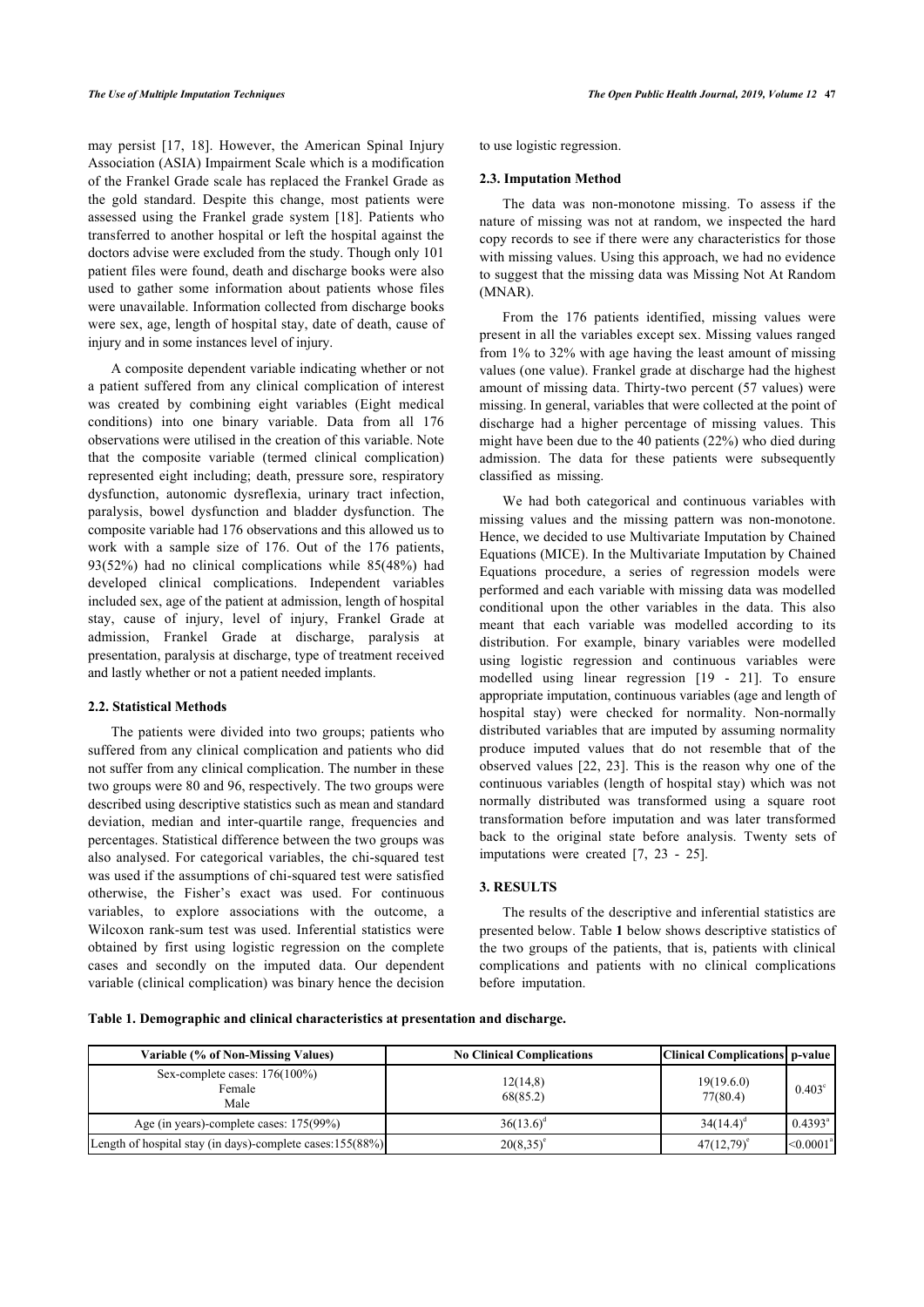may persist [17, 18]. However, the American Spinal Injury Association (ASIA) Impairment Scale which is a modification of the Frankel Grade scale has replaced the Frankel Grade as the gold standard. Despite this change, most patients were assessed using the Frankel grade system [18]. Patients who transferred to another hospital or left the hospital against the doctors advise were excluded from the study. Though only 101 patient files were found, death and discharge books were also used to gather some information about patients whose files were unavailable. Information collected from discharge books were sex, age, length of hospital stay, date of death, cause of injury and in some instances level of injury.

A composite dependent variable indicating whether or not a patient suffered from any clinical complication of interest was created by combining eight variables (Eight medical conditions) into one binary variable. Data from all 176 observations were utilised in the creation of this variable. Note that the composite variable (termed clinical complication) represented eight including; death, pressure sore, respiratory dysfunction, autonomic dysreflexia, urinary tract infection, paralysis, bowel dysfunction and bladder dysfunction. The composite variable had 176 observations and this allowed us to work with a sample size of 176. Out of the 176 patients, 93(52%) had no clinical complications while 85(48%) had developed clinical complications. Independent variables included sex, age of the patient at admission, length of hospital stay, cause of injury, level of injury, Frankel Grade at admission, Frankel Grade at discharge, paralysis at presentation, paralysis at discharge, type of treatment received and lastly whether or not a patient needed implants.

### 2.2. Statistical Methods

The patients were divided into two groups; patients who suffered from any clinical complication and patients who did not suffer from any clinical complication. The number in these two groups were 80 and 96, respectively. The two groups were described using descriptive statistics such as mean and standard deviation, median and inter-quartile range, frequencies and percentages. Statistical difference between the two groups was also analysed. For categorical variables, the chi-squared test was used if the assumptions of chi-squared test were satisfied otherwise, the Fisher's exact was used. For continuous variables, to explore associations with the outcome, a Wilcoxon rank-sum test was used. Inferential statistics were obtained by first using logistic regression on the complete cases and secondly on the imputed data. Our dependent variable (clinical complication) was binary hence the decision to use logistic regression.

### 2.3. Imputation Method

The data was non-monotone missing. To assess if the nature of missing was not at random, we inspected the hard copy records to see if there were any characteristics for those with missing values. Using this approach, we had no evidence to suggest that the missing data was Missing Not At Random (MNAR).

From the 176 patients identified, missing values were present in all the variables except sex. Missing values ranged from 1% to 32% with age having the least amount of missing values (one value). Frankel grade at discharge had the highest amount of missing data. Thirty-two percent (57 values) were missing. In general, variables that were collected at the point of discharge had a higher percentage of missing values. This might have been due to the 40 patients (22%) who died during admission. The data for these patients were subsequently classified as missing.

We had both categorical and continuous variables with missing values and the missing pattern was non-monotone. Hence, we decided to use Multivariate Imputation by Chained Equations (MICE). In the Multivariate Imputation by Chained Equations procedure, a series of regression models were performed and each variable with missing data was modelled conditional upon the other variables in the data. This also meant that each variable was modelled according to its distribution. For example, binary variables were modelled using logistic regression and continuous variables were modelled using linear regression [19 - 21]. To ensure appropriate imputation, continuous variables (age and length of hospital stay) were checked for normality. Non-normally distributed variables that are imputed by assuming normality produce imputed values that do not resemble that of the observed values [22, 23]. This is the reason why one of the continuous variables (length of hospital stay) which was not normally distributed was transformed using a square root transformation before imputation and was later transformed back to the original state before analysis. Twenty sets of imputations were created [7, 23 - 25].

## 3. RESULTS

The results of the descriptive and inferential statistics are presented below. Table **1** below shows descriptive statistics of the two groups of the patients, that is, patients with clinical complications and patients with no clinical complications before imputation.

**Table 1. Demographic and clinical characteristics at presentation and discharge.**

| Variable (% of Non-Missing Values) | No Clinical Complications | Clinical Complications | p-value |
|---|---|---|---|
| Sex-complete cases: 176(100%)<br>Female<br>Male | <br>12(14,8)<br>68(85.2) | <br>19(19.6.0)<br>77(80.4) | 0.403[c] |
| Age (in years)-complete cases: 175(99%) | 36(13.6)[d] | 34(14.4)[d] | 0.4393[a] |
| Length of hospital stay (in days)-complete cases:155(88%) | 20(8,35)[e] | 47(12,79)[e] | <0.0001[a] |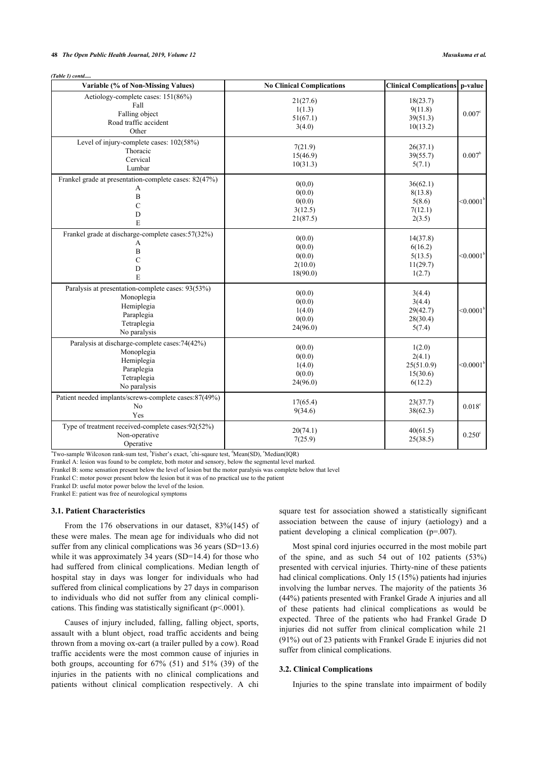*(Table 1) contd.....*

| Variable (% of Non-Missing Values) | No Clinical Complications | Clinical Complications | p-value |
|---|---|---|---|
| Aetiology-complete cases: 151(86%) | | | 0.007[c] |
| Fall | 21(27.6) | 18(23.7) | |
| Falling object | 1(1.3) | 9(11.8) | |
| Road traffic accident | 51(67.1) | 39(51.3) | |
| Other | 3(4.0) | 10(13.2) | |
| Level of injury-complete cases: 102(58%) | | | 0.007[b] |
| Thoracic | 7(21.9) | 26(37.1) | |
| Cervical | 15(46.9) | 39(55.7) | |
| Lumbar | 10(31.3) | 5(7.1) | |
| Frankel grade at presentation-complete cases: 82(47%) | | | <0.0001[b] |
| A | 0(0,0) | 36(62.1) | |
| B | 0(0.0) | 8(13.8) | |
| C | 0(0.0) | 5(8.6) | |
| D | 3(12.5) | 7(12.1) | |
| E | 21(87.5) | 2(3.5) | |
| Frankel grade at discharge-complete cases:57(32%) | | | <0.0001[b] |
| A | 0(0.0) | 14(37.8) | |
| B | 0(0.0) | 6(16.2) | |
| C | 0(0.0) | 5(13.5) | |
| D | 2(10.0) | 11(29.7) | |
| E | 18(90.0) | 1(2.7) | |
| Paralysis at presentation-complete cases: 93(53%) | | | <0.0001[b] |
| Monoplegia | 0(0.0) | 3(4.4) | |
| Hemiplegia | 0(0.0) | 3(4.4) | |
| Paraplegia | 1(4.0) | 29(42.7) | |
| Tetraplegia | 0(0.0) | 28(30.4) | |
| No paralysis | 24(96.0) | 5(7.4) | |
| Paralysis at discharge-complete cases:74(42%) | | | <0.0001[b] |
| Monoplegia | 0(0.0) | 1(2.0) | |
| Hemiplegia | 0(0.0) | 2(4.1) | |
| Paraplegia | 1(4.0) | 25(51.0.9) | |
| Tetraplegia | 0(0.0) | 15(30.6) | |
| No paralysis | 24(96.0) | 6(12.2) | |
| Patient needed implants/screws-complete cases:87(49%) | | | 0.018[c] |
| No | 17(65.4) | 23(37.7) | |
| Yes | 9(34.6) | 38(62.3) | |
| Type of treatment received-complete cases:92(52%) | | | 0.250[c] |
| Non-operative | 20(74.1) | 40(61.5) | |
| Operative | 7(25.9) | 25(38.5) | |

[a]Two-sample Wilcoxon rank-sum test, [b]Fisher's exact, [c]chi-sqaure test, [d]Mean(SD), [e]Median(IQR)

Frankel A: lesion was found to be complete, both motor and sensory, below the segmental level marked.

Frankel B: some sensation present below the level of lesion but the motor paralysis was complete below that level

Frankel C: motor power present below the lesion but it was of no practical use to the patient

Frankel D: useful motor power below the level of the lesion.

Frankel E: patient was free of neurological symptoms

### 3.1. Patient Characteristics

From the 176 observations in our dataset, 83%(145) of these were males. The mean age for individuals who did not suffer from any clinical complications was 36 years (SD=13.6) while it was approximately 34 years (SD=14.4) for those who had suffered from clinical complications. Median length of hospital stay in days was longer for individuals who had suffered from clinical complications by 27 days in comparison to individuals who did not suffer from any clinical complications. This finding was statistically significant (p<.0001).

Causes of injury included, falling, falling object, sports, assault with a blunt object, road traffic accidents and being thrown from a moving ox-cart (a trailer pulled by a cow). Road traffic accidents were the most common cause of injuries in both groups, accounting for 67% (51) and 51% (39) of the injuries in the patients with no clinical complications and patients without clinical complication respectively. A chi square test for association showed a statistically significant association between the cause of injury (aetiology) and a patient developing a clinical complication (p=.007).

Most spinal cord injuries occurred in the most mobile part of the spine, and as such 54 out of 102 patients (53%) presented with cervical injuries. Thirty-nine of these patients had clinical complications. Only 15 (15%) patients had injuries involving the lumbar nerves. The majority of the patients 36 (44%) patients presented with Frankel Grade A injuries and all of these patients had clinical complications as would be expected. Three of the patients who had Frankel Grade D injuries did not suffer from clinical complication while 21 (91%) out of 23 patients with Frankel Grade E injuries did not suffer from clinical complications.

### 3.2. Clinical Complications

Injuries to the spine translate into impairment of bodily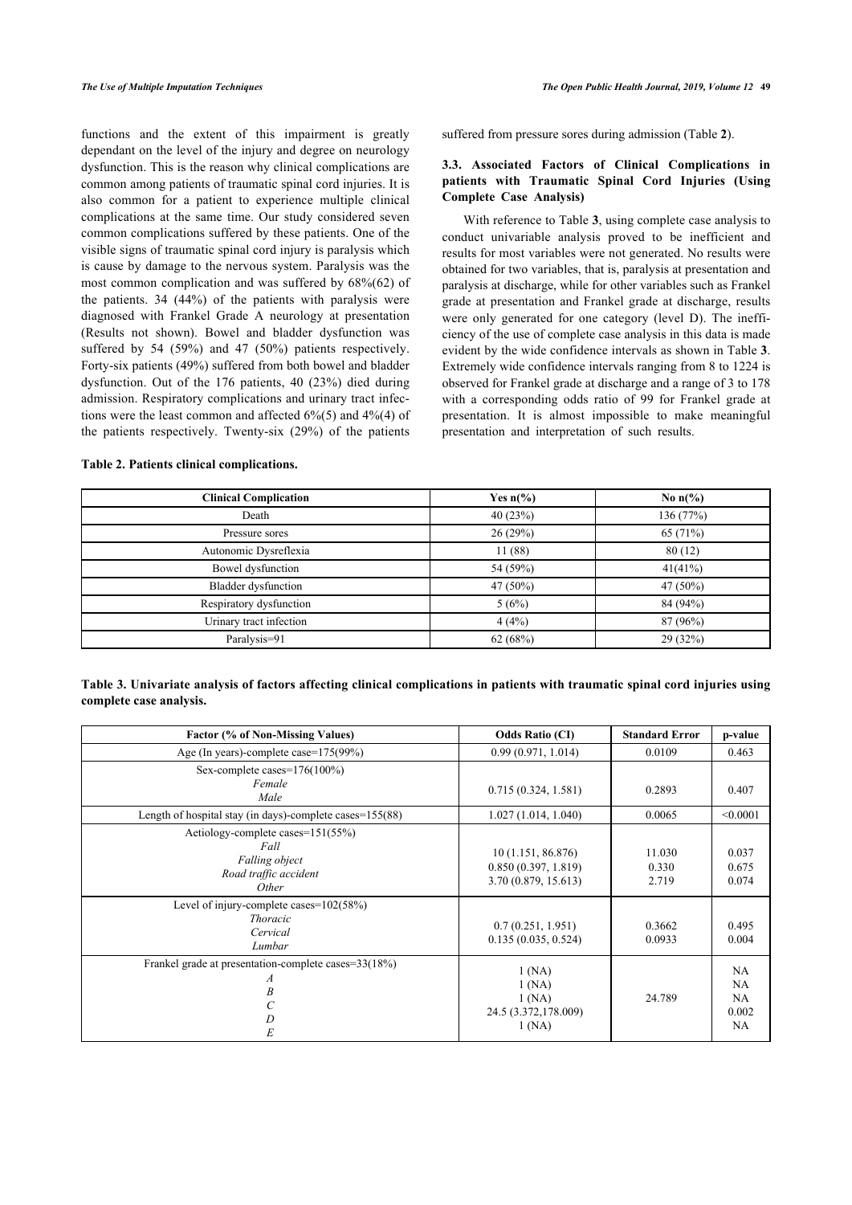functions and the extent of this impairment is greatly dependant on the level of the injury and degree on neurology dysfunction. This is the reason why clinical complications are common among patients of traumatic spinal cord injuries. It is also common for a patient to experience multiple clinical complications at the same time. Our study considered seven common complications suffered by these patients. One of the visible signs of traumatic spinal cord injury is paralysis which is cause by damage to the nervous system. Paralysis was the most common complication and was suffered by 68%(62) of the patients. 34 (44%) of the patients with paralysis were diagnosed with Frankel Grade A neurology at presentation (Results not shown). Bowel and bladder dysfunction was suffered by 54 (59%) and 47 (50%) patients respectively. Forty-six patients (49%) suffered from both bowel and bladder dysfunction. Out of the 176 patients, 40 (23%) died during admission. Respiratory complications and urinary tract infections were the least common and affected 6%(5) and 4%(4) of the patients respectively. Twenty-six (29%) of the patients suffered from pressure sores during admission (Table **2**).

### 3.3. Associated Factors of Clinical Complications in patients with Traumatic Spinal Cord Injuries (Using Complete Case Analysis)

With reference to Table **3**, using complete case analysis to conduct univariable analysis proved to be inefficient and results for most variables were not generated. No results were obtained for two variables, that is, paralysis at presentation and paralysis at discharge, while for other variables such as Frankel grade at presentation and Frankel grade at discharge, results were only generated for one category (level D). The inefficiency of the use of complete case analysis in this data is made evident by the wide confidence intervals as shown in Table **3**. Extremely wide confidence intervals ranging from 8 to 1224 is observed for Frankel grade at discharge and a range of 3 to 178 with a corresponding odds ratio of 99 for Frankel grade at presentation. It is almost impossible to make meaningful presentation and interpretation of such results.

**Table 2. Patients clinical complications.**

| Clinical Complication | Yes n(%) | No n(%) |
|---|---|---|
| Death | 40 (23%) | 136 (77%) |
| Pressure sores | 26 (29%) | 65 (71%) |
| Autonomic Dysreflexia | 11 (88) | 80 (12) |
| Bowel dysfunction | 54 (59%) | 41(41%) |
| Bladder dysfunction | 47 (50%) | 47 (50%) |
| Respiratory dysfunction | 5 (6%) | 84 (94%) |
| Urinary tract infection | 4 (4%) | 87 (96%) |
| Paralysis=91 | 62 (68%) | 29 (32%) |

**Table 3. Univariate analysis of factors affecting clinical complications in patients with traumatic spinal cord injuries using complete case analysis.**

| Factor (% of Non-Missing Values) | Odds Ratio (CI) | Standard Error | p-value |
|---|---|---|---|
| Age (In years)-complete case=175(99%) | 0.99 (0.971, 1.014) | 0.0109 | 0.463 |
| Sex-complete cases=176(100%)<br>*Female*<br>*Male* | 0.715 (0.324, 1.581) | 0.2893 | 0.407 |
| Length of hospital stay (in days)-complete cases=155(88) | 1.027 (1.014, 1.040) | 0.0065 | <0.0001 |
| Aetiology-complete cases=151(55%)<br>*Fall*<br>*Falling object*<br>*Road traffic accident*<br>*Other* | 10 (1.151, 86.876)<br>0.850 (0.397, 1.819)<br>3.70 (0.879, 15.613) | 11.030<br>0.330<br>2.719 | 0.037<br>0.675<br>0.074 |
| Level of injury-complete cases=102(58%)<br>*Thoracic*<br>*Cervical*<br>*Lumbar* | 0.7 (0.251, 1.951)<br>0.135 (0.035, 0.524) | 0.3662<br>0.0933 | 0.495<br>0.004 |
| Frankel grade at presentation-complete cases=33(18%)<br>*A*<br>*B*<br>*C*<br>*D*<br>*E* | 1 (NA)<br>1 (NA)<br>1 (NA)<br>24.5 (3.372,178.009)<br>1 (NA) | 24.789 | NA<br>NA<br>NA<br>0.002<br>NA |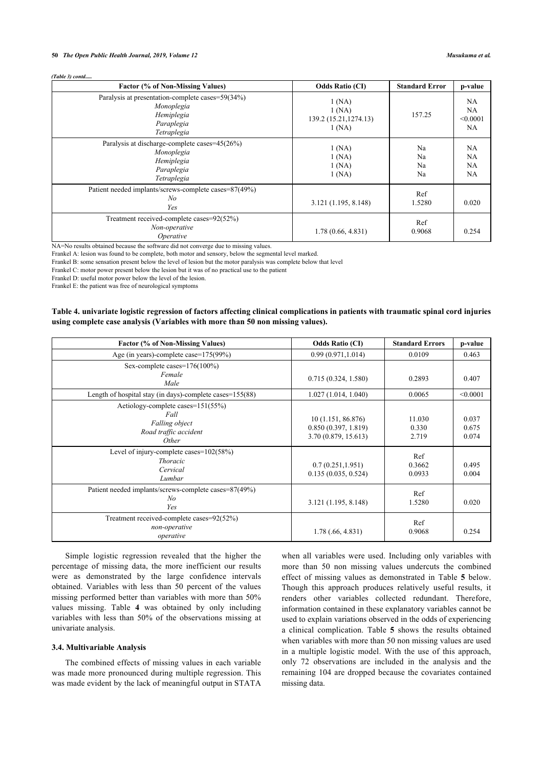*(Table 3) contd.....*

| Factor (% of Non-Missing Values) | Odds Ratio (CI) | Standard Error | p-value |
|---|---|---|---|
| Paralysis at presentation-complete cases=59(34%) | | | |
| *Monoplegia* | 1 (NA) | | NA |
| *Hemiplegia* | 1 (NA) | | NA |
| *Paraplegia* | 139.2 (15.21,1274.13) | 157.25 | <0.0001 |
| *Tetraplegia* | 1 (NA) | | NA |
| Paralysis at discharge-complete cases=45(26%) | | | |
| *Monoplegia* | 1 (NA) | Na | NA |
| *Hemiplegia* | 1 (NA) | Na | NA |
| *Paraplegia* | 1 (NA) | Na | NA |
| *Tetraplegia* | 1 (NA) | Na | NA |
| Patient needed implants/screws-complete cases=87(49%) | | | |
| *No* | | Ref | |
| *Yes* | 3.121 (1.195, 8.148) | 1.5280 | 0.020 |
| Treatment received-complete cases=92(52%) | | | |
| *Non-operative* | | Ref | |
| *Operative* | 1.78 (0.66, 4.831) | 0.9068 | 0.254 |

NA=No results obtained because the software did not converge due to missing values.

Frankel A: lesion was found to be complete, both motor and sensory, below the segmental level marked.

Frankel B: some sensation present below the level of lesion but the motor paralysis was complete below that level

Frankel C: motor power present below the lesion but it was of no practical use to the patient

Frankel D: useful motor power below the level of the lesion.

Frankel E: the patient was free of neurological symptoms

**Table 4. univariate logistic regression of factors affecting clinical complications in patients with traumatic spinal cord injuries using complete case analysis (Variables with more than 50 non missing values).**

| Factor (% of Non-Missing Values) | Odds Ratio (CI) | Standard Errors | p-value |
|---|---|---|---|
| Age (in years)-complete case=175(99%) | 0.99 (0.971,1.014) | 0.0109 | 0.463 |
| Sex-complete cases=176(100%) | | | |
| *Female* | | | |
| *Male* | 0.715 (0.324, 1.580) | 0.2893 | 0.407 |
| Length of hospital stay (in days)-complete cases=155(88) | 1.027 (1.014, 1.040) | 0.0065 | <0.0001 |
| Aetiology-complete cases=151(55%) | | | |
| *Fall* | | | |
| *Falling object* | 10 (1.151, 86.876) | 11.030 | 0.037 |
| *Road traffic accident* | 0.850 (0.397, 1.819) | 0.330 | 0.675 |
| *Other* | 3.70 (0.879, 15.613) | 2.719 | 0.074 |
| Level of injury-complete cases=102(58%) | | | |
| *Thoracic* | | Ref | |
| *Cervical* | 0.7 (0.251,1.951) | 0.3662 | 0.495 |
| *Lumbar* | 0.135 (0.035, 0.524) | 0.0933 | 0.004 |
| Patient needed implants/screws-complete cases=87(49%) | | | |
| *No* | | Ref | |
| *Yes* | 3.121 (1.195, 8.148) | 1.5280 | 0.020 |
| Treatment received-complete cases=92(52%) | | | |
| *non-operative* | | Ref | |
| *operative* | 1.78 (.66, 4.831) | 0.9068 | 0.254 |

Simple logistic regression revealed that the higher the percentage of missing data, the more inefficient our results were as demonstrated by the large confidence intervals obtained. Variables with less than 50 percent of the values missing performed better than variables with more than 50% values missing. Table **4** was obtained by only including variables with less than 50% of the observations missing at univariate analysis.

### 3.4. Multivariable Analysis

The combined effects of missing values in each variable was made more pronounced during multiple regression. This was made evident by the lack of meaningful output in STATA when all variables were used. Including only variables with more than 50 non missing values undercuts the combined effect of missing values as demonstrated in Table **5** below. Though this approach produces relatively useful results, it renders other variables collected redundant. Therefore, information contained in these explanatory variables cannot be used to explain variations observed in the odds of experiencing a clinical complication. Table **5** shows the results obtained when variables with more than 50 non missing values are used in a multiple logistic model. With the use of this approach, only 72 observations are included in the analysis and the remaining 104 are dropped because the covariates contained missing data.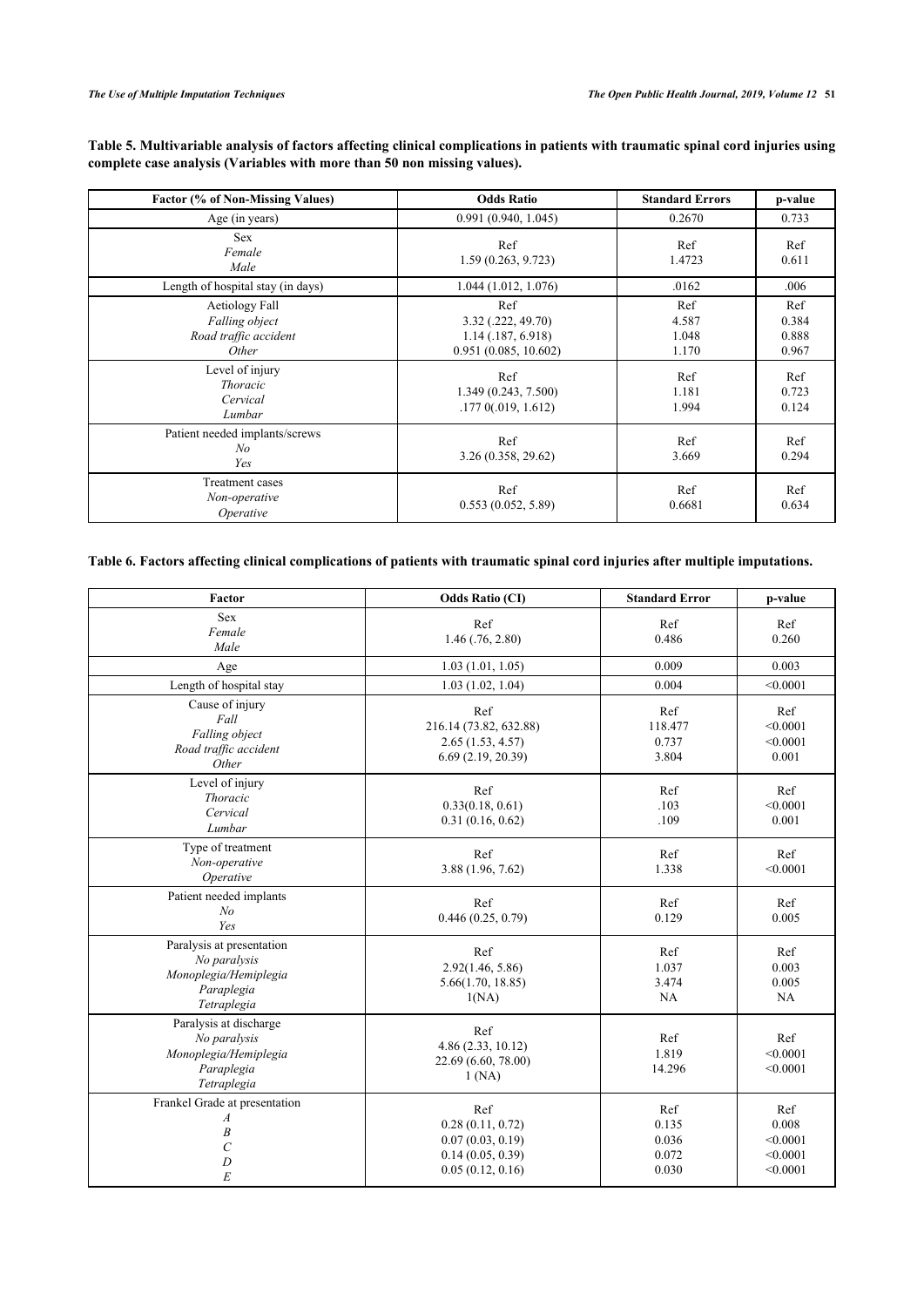**Table 5. Multivariable analysis of factors affecting clinical complications in patients with traumatic spinal cord injuries using complete case analysis (Variables with more than 50 non missing values).**

| Factor (% of Non-Missing Values) | Odds Ratio | Standard Errors | p-value |
|---|---|---|---|
| Age (in years) | 0.991 (0.940, 1.045) | 0.2670 | 0.733 |
| Sex | | | |
| *Female* | Ref | Ref | Ref |
| *Male* | 1.59 (0.263, 9.723) | 1.4723 | 0.611 |
| Length of hospital stay (in days) | 1.044 (1.012, 1.076) | .0162 | .006 |
| Aetiology Fall | Ref | Ref | Ref |
| *Falling object* | 3.32 (.222, 49.70) | 4.587 | 0.384 |
| *Road traffic accident* | 1.14 (.187, 6.918) | 1.048 | 0.888 |
| *Other* | 0.951 (0.085, 10.602) | 1.170 | 0.967 |
| Level of injury | | | |
| *Thoracic* | Ref | Ref | Ref |
| *Cervical* | 1.349 (0.243, 7.500) | 1.181 | 0.723 |
| *Lumbar* | .177 0(.019, 1.612) | 1.994 | 0.124 |
| Patient needed implants/screws | | | |
| *No* | Ref | Ref | Ref |
| *Yes* | 3.26 (0.358, 29.62) | 3.669 | 0.294 |
| Treatment cases | | | |
| *Non-operative* | Ref | Ref | Ref |
| *Operative* | 0.553 (0.052, 5.89) | 0.6681 | 0.634 |

**Table 6. Factors affecting clinical complications of patients with traumatic spinal cord injuries after multiple imputations.**

| Factor | Odds Ratio (CI) | Standard Error | p-value |
|---|---|---|---|
| Sex | | | |
| *Female* | Ref | Ref | Ref |
| *Male* | 1.46 (.76, 2.80) | 0.486 | 0.260 |
| Age | 1.03 (1.01, 1.05) | 0.009 | 0.003 |
| Length of hospital stay | 1.03 (1.02, 1.04) | 0.004 | <0.0001 |
| Cause of injury | | | |
| *Fall* | Ref | Ref | Ref |
| *Falling object* | 216.14 (73.82, 632.88) | 118.477 | <0.0001 |
| *Road traffic accident* | 2.65 (1.53, 4.57) | 0.737 | <0.0001 |
| *Other* | 6.69 (2.19, 20.39) | 3.804 | 0.001 |
| Level of injury | | | |
| *Thoracic* | Ref | Ref | Ref |
| *Cervical* | 0.33(0.18, 0.61) | .103 | <0.0001 |
| *Lumbar* | 0.31 (0.16, 0.62) | .109 | 0.001 |
| Type of treatment | | | |
| *Non-operative* | Ref | Ref | Ref |
| *Operative* | 3.88 (1.96, 7.62) | 1.338 | <0.0001 |
| Patient needed implants | | | |
| *No* | Ref | Ref | Ref |
| *Yes* | 0.446 (0.25, 0.79) | 0.129 | 0.005 |
| Paralysis at presentation | | | |
| *No paralysis* | Ref | Ref | Ref |
| *Monoplegia/Hemiplegia* | 2.92(1.46, 5.86) | 1.037 | 0.003 |
| *Paraplegia* | 5.66(1.70, 18.85) | 3.474 | 0.005 |
| *Tetraplegia* | 1(NA) | NA | NA |
| Paralysis at discharge | | | |
| *No paralysis* | Ref | Ref | Ref |
| *Monoplegia/Hemiplegia* | 4.86 (2.33, 10.12) | 1.819 | <0.0001 |
| *Paraplegia* | 22.69 (6.60, 78.00) | 14.296 | <0.0001 |
| *Tetraplegia* | 1 (NA) | | |
| Frankel Grade at presentation | | | |
| *A* | Ref | Ref | Ref |
| *B* | 0.28 (0.11, 0.72) | 0.135 | 0.008 |
| *C* | 0.07 (0.03, 0.19) | 0.036 | <0.0001 |
| *D* | 0.14 (0.05, 0.39) | 0.072 | <0.0001 |
| *E* | 0.05 (0.12, 0.16) | 0.030 | <0.0001 |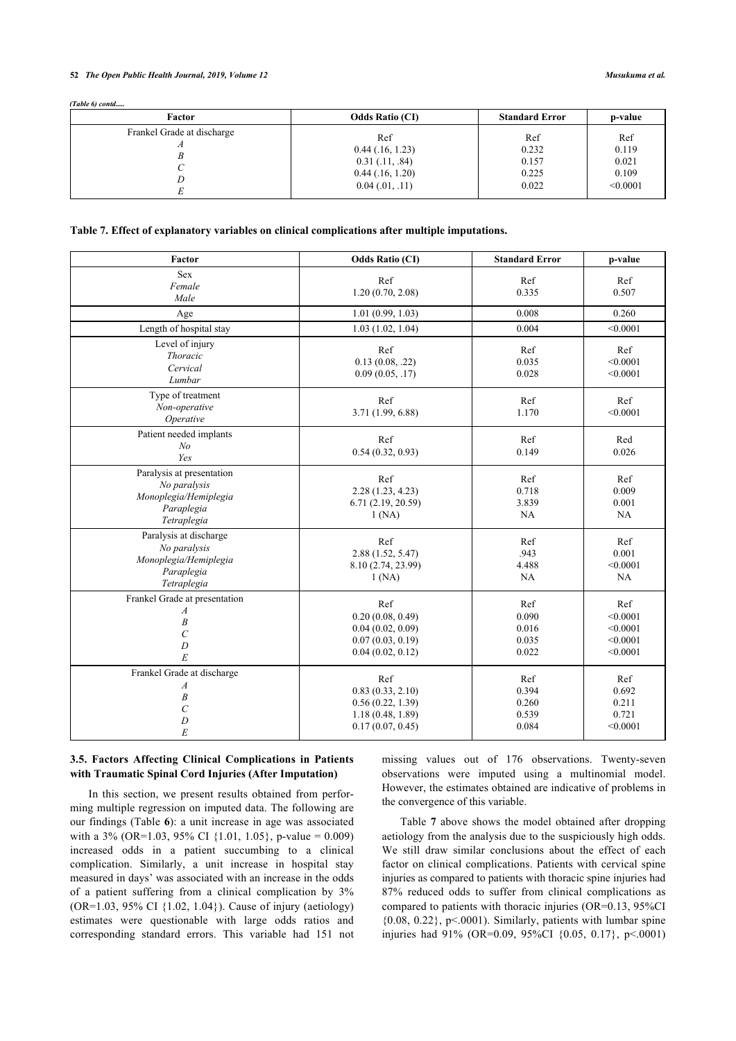*(Table 6) contd.....*

| Factor | Odds Ratio (CI) | Standard Error | p-value |
|---|---|---|---|
| Frankel Grade at discharge | | | |
| *A* | Ref | Ref | Ref |
| *B* | 0.44 (.16, 1.23) | 0.232 | 0.119 |
| *C* | 0.31 (.11, .84) | 0.157 | 0.021 |
| *D* | 0.44 (.16, 1.20) | 0.225 | 0.109 |
| *E* | 0.04 (.01, .11) | 0.022 | <0.0001 |

**Table 7. Effect of explanatory variables on clinical complications after multiple imputations.**

| Factor | Odds Ratio (CI) | Standard Error | p-value |
|---|---|---|---|
| Sex | | | |
| *Female* | Ref | Ref | Ref |
| *Male* | 1.20 (0.70, 2.08) | 0.335 | 0.507 |
| Age | 1.01 (0.99, 1.03) | 0.008 | 0.260 |
| Length of hospital stay | 1.03 (1.02, 1.04) | 0.004 | <0.0001 |
| Level of injury | | | |
| *Thoracic* | Ref | Ref | Ref |
| *Cervical* | 0.13 (0.08, .22) | 0.035 | <0.0001 |
| *Lumbar* | 0.09 (0.05, .17) | 0.028 | <0.0001 |
| Type of treatment | | | |
| *Non-operative* | Ref | Ref | Ref |
| *Operative* | 3.71 (1.99, 6.88) | 1.170 | <0.0001 |
| Patient needed implants | | | |
| *No* | Ref | Ref | Red |
| *Yes* | 0.54 (0.32, 0.93) | 0.149 | 0.026 |
| Paralysis at presentation | | | |
| *No paralysis* | Ref | Ref | Ref |
| *Monoplegia/Hemiplegia* | 2.28 (1.23, 4.23) | 0.718 | 0.009 |
| *Paraplegia* | 6.71 (2.19, 20.59) | 3.839 | 0.001 |
| *Tetraplegia* | 1 (NA) | NA | NA |
| Paralysis at discharge | | | |
| *No paralysis* | Ref | Ref | Ref |
| *Monoplegia/Hemiplegia* | 2.88 (1.52, 5.47) | .943 | 0.001 |
| *Paraplegia* | 8.10 (2.74, 23.99) | 4.488 | <0.0001 |
| *Tetraplegia* | 1 (NA) | NA | NA |
| Frankel Grade at presentation | | | |
| *A* | Ref | Ref | Ref |
| *B* | 0.20 (0.08, 0.49) | 0.090 | <0.0001 |
| *C* | 0.04 (0.02, 0.09) | 0.016 | <0.0001 |
| *D* | 0.07 (0.03, 0.19) | 0.035 | <0.0001 |
| *E* | 0.04 (0.02, 0.12) | 0.022 | <0.0001 |
| Frankel Grade at discharge | | | |
| *A* | Ref | Ref | Ref |
| *B* | 0.83 (0.33, 2.10) | 0.394 | 0.692 |
| *C* | 0.56 (0.22, 1.39) | 0.260 | 0.211 |
| *D* | 1.18 (0.48, 1.89) | 0.539 | 0.721 |
| *E* | 0.17 (0.07, 0.45) | 0.084 | <0.0001 |

### 3.5. Factors Affecting Clinical Complications in Patients with Traumatic Spinal Cord Injuries (After Imputation)

In this section, we present results obtained from performing multiple regression on imputed data. The following are our findings (Table **6**): a unit increase in age was associated with a 3% (OR=1.03, 95% CI {1.01, 1.05}, p-value = 0.009) increased odds in a patient succumbing to a clinical complication. Similarly, a unit increase in hospital stay measured in days' was associated with an increase in the odds of a patient suffering from a clinical complication by 3% (OR=1.03, 95% CI {1.02, 1.04}). Cause of injury (aetiology) estimates were questionable with large odds ratios and corresponding standard errors. This variable had 151 not missing values out of 176 observations. Twenty-seven observations were imputed using a multinomial model. However, the estimates obtained are indicative of problems in the convergence of this variable.

Table **7** above shows the model obtained after dropping aetiology from the analysis due to the suspiciously high odds. We still draw similar conclusions about the effect of each factor on clinical complications. Patients with cervical spine injuries as compared to patients with thoracic spine injuries had 87% reduced odds to suffer from clinical complications as compared to patients with thoracic injuries (OR=0.13, 95%CI {0.08, 0.22}, p<.0001). Similarly, patients with lumbar spine injuries had 91% (OR=0.09, 95%CI {0.05, 0.17}, p<.0001)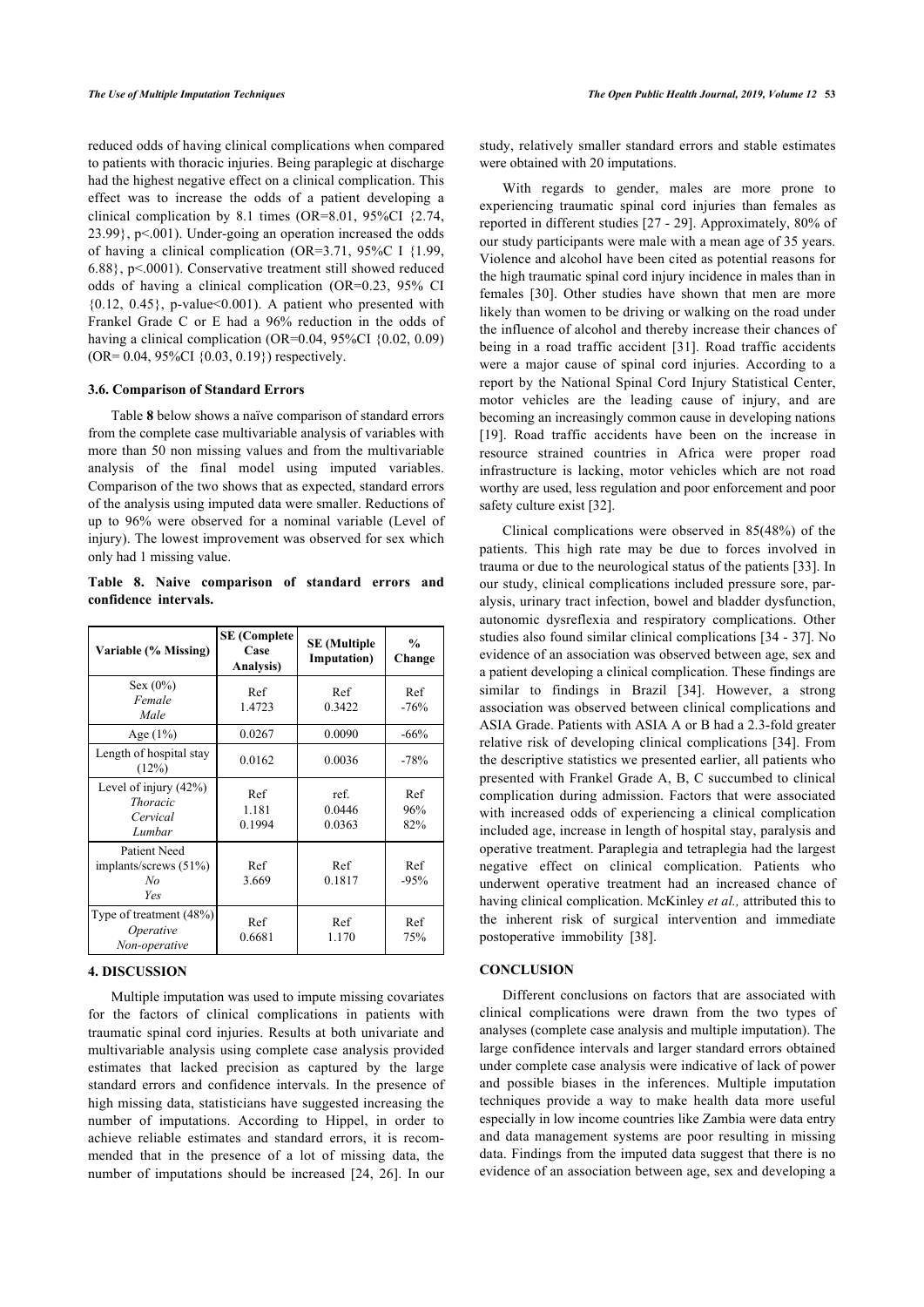reduced odds of having clinical complications when compared to patients with thoracic injuries. Being paraplegic at discharge had the highest negative effect on a clinical complication. This effect was to increase the odds of a patient developing a clinical complication by 8.1 times (OR=8.01, 95%CI {2.74, 23.99}, p<.001). Under-going an operation increased the odds of having a clinical complication (OR=3.71, 95%C I {1.99, 6.88}, p<.0001). Conservative treatment still showed reduced odds of having a clinical complication (OR=0.23, 95% CI {0.12, 0.45}, p-value<0.001). A patient who presented with Frankel Grade C or E had a 96% reduction in the odds of having a clinical complication (OR=0.04, 95%CI {0.02, 0.09) (OR= 0.04, 95%CI {0.03, 0.19}) respectively.

### 3.6. Comparison of Standard Errors

Table **8** below shows a naïve comparison of standard errors from the complete case multivariable analysis of variables with more than 50 non missing values and from the multivariable analysis of the final model using imputed variables. Comparison of the two shows that as expected, standard errors of the analysis using imputed data were smaller. Reductions of up to 96% were observed for a nominal variable (Level of injury). The lowest improvement was observed for sex which only had 1 missing value.

**Table 8. Naive comparison of standard errors and confidence intervals.**

| Variable (% Missing) | SE (Complete Case Analysis) | SE (Multiple Imputation) | % Change |
|---|---|---|---|
| Sex (0%) | | | |
| *Female* | Ref | Ref | Ref |
| *Male* | 1.4723 | 0.3422 | -76% |
| Age (1%) | 0.0267 | 0.0090 | -66% |
| Length of hospital stay (12%) | 0.0162 | 0.0036 | -78% |
| Level of injury (42%) | | | |
| *Thoracic* | Ref | ref. | Ref |
| *Cervical* | 1.181 | 0.0446 | 96% |
| *Lumbar* | 0.1994 | 0.0363 | 82% |
| Patient Need implants/screws (51%) | | | |
| *No* | Ref | Ref | Ref |
| *Yes* | 3.669 | 0.1817 | -95% |
| Type of treatment (48%) | | | |
| *Operative* | Ref | Ref | Ref |
| *Non-operative* | 0.6681 | 1.170 | 75% |

## 4. DISCUSSION

Multiple imputation was used to impute missing covariates for the factors of clinical complications in patients with traumatic spinal cord injuries. Results at both univariate and multivariable analysis using complete case analysis provided estimates that lacked precision as captured by the large standard errors and confidence intervals. In the presence of high missing data, statisticians have suggested increasing the number of imputations. According to Hippel, in order to achieve reliable estimates and standard errors, it is recommended that in the presence of a lot of missing data, the number of imputations should be increased [24, 26]. In our study, relatively smaller standard errors and stable estimates were obtained with 20 imputations.

With regards to gender, males are more prone to experiencing traumatic spinal cord injuries than females as reported in different studies [27 - 29]. Approximately, 80% of our study participants were male with a mean age of 35 years. Violence and alcohol have been cited as potential reasons for the high traumatic spinal cord injury incidence in males than in females [30]. Other studies have shown that men are more likely than women to be driving or walking on the road under the influence of alcohol and thereby increase their chances of being in a road traffic accident [31]. Road traffic accidents were a major cause of spinal cord injuries. According to a report by the National Spinal Cord Injury Statistical Center, motor vehicles are the leading cause of injury, and are becoming an increasingly common cause in developing nations [19]. Road traffic accidents have been on the increase in resource strained countries in Africa were proper road infrastructure is lacking, motor vehicles which are not road worthy are used, less regulation and poor enforcement and poor safety culture exist [32].

Clinical complications were observed in 85(48%) of the patients. This high rate may be due to forces involved in trauma or due to the neurological status of the patients [33]. In our study, clinical complications included pressure sore, paralysis, urinary tract infection, bowel and bladder dysfunction, autonomic dysreflexia and respiratory complications. Other studies also found similar clinical complications [34 - 37]. No evidence of an association was observed between age, sex and a patient developing a clinical complication. These findings are similar to findings in Brazil [34]. However, a strong association was observed between clinical complications and ASIA Grade. Patients with ASIA A or B had a 2.3-fold greater relative risk of developing clinical complications [34]. From the descriptive statistics we presented earlier, all patients who presented with Frankel Grade A, B, C succumbed to clinical complication during admission. Factors that were associated with increased odds of experiencing a clinical complication included age, increase in length of hospital stay, paralysis and operative treatment. Paraplegia and tetraplegia had the largest negative effect on clinical complication. Patients who underwent operative treatment had an increased chance of having clinical complication. McKinley *et al.,* attributed this to the inherent risk of surgical intervention and immediate postoperative immobility [38].

## CONCLUSION

Different conclusions on factors that are associated with clinical complications were drawn from the two types of analyses (complete case analysis and multiple imputation). The large confidence intervals and larger standard errors obtained under complete case analysis were indicative of lack of power and possible biases in the inferences. Multiple imputation techniques provide a way to make health data more useful especially in low income countries like Zambia were data entry and data management systems are poor resulting in missing data. Findings from the imputed data suggest that there is no evidence of an association between age, sex and developing a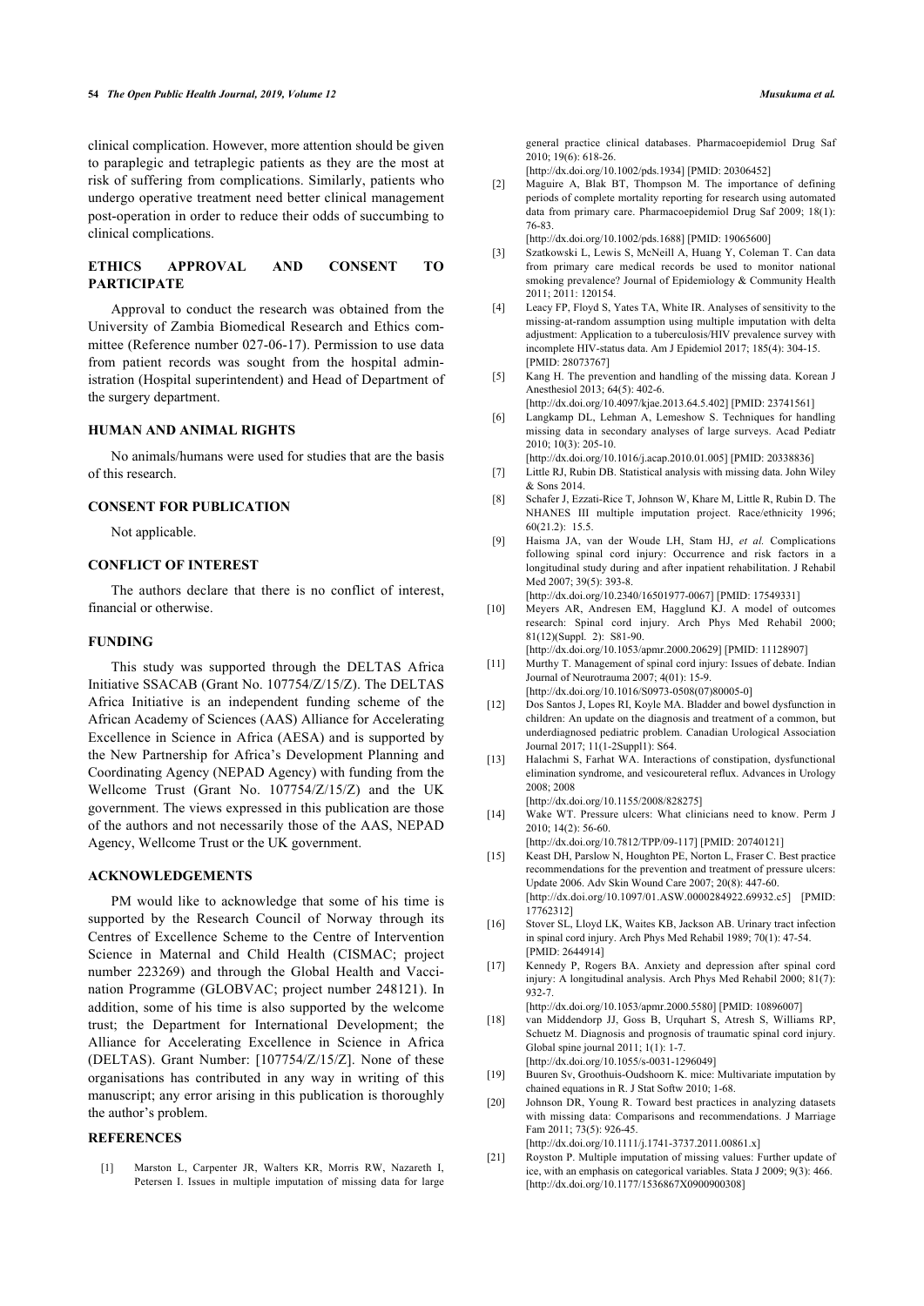clinical complication. However, more attention should be given to paraplegic and tetraplegic patients as they are the most at risk of suffering from complications. Similarly, patients who undergo operative treatment need better clinical management post-operation in order to reduce their odds of succumbing to clinical complications.

## ETHICS APPROVAL AND CONSENT TO PARTICIPATE

Approval to conduct the research was obtained from the University of Zambia Biomedical Research and Ethics committee (Reference number 027-06-17). Permission to use data from patient records was sought from the hospital administration (Hospital superintendent) and Head of Department of the surgery department.

## HUMAN AND ANIMAL RIGHTS

No animals/humans were used for studies that are the basis of this research.

## CONSENT FOR PUBLICATION

Not applicable.

## CONFLICT OF INTEREST

The authors declare that there is no conflict of interest, financial or otherwise.

## FUNDING

This study was supported through the DELTAS Africa Initiative SSACAB (Grant No. 107754/Z/15/Z). The DELTAS Africa Initiative is an independent funding scheme of the African Academy of Sciences (AAS) Alliance for Accelerating Excellence in Science in Africa (AESA) and is supported by the New Partnership for Africa's Development Planning and Coordinating Agency (NEPAD Agency) with funding from the Wellcome Trust (Grant No. 107754/Z/15/Z) and the UK government. The views expressed in this publication are those of the authors and not necessarily those of the AAS, NEPAD Agency, Wellcome Trust or the UK government.

## ACKNOWLEDGEMENTS

PM would like to acknowledge that some of his time is supported by the Research Council of Norway through its Centres of Excellence Scheme to the Centre of Intervention Science in Maternal and Child Health (CISMAC; project number 223269) and through the Global Health and Vaccination Programme (GLOBVAC; project number 248121). In addition, some of his time is also supported by the welcome trust; the Department for International Development; the Alliance for Accelerating Excellence in Science in Africa (DELTAS). Grant Number: [107754/Z/15/Z]. None of these organisations has contributed in any way in writing of this manuscript; any error arising in this publication is thoroughly the author's problem.

## REFERENCES

[1] Marston L, Carpenter JR, Walters KR, Morris RW, Nazareth I, Petersen I. Issues in multiple imputation of missing data for large general practice clinical databases. Pharmacoepidemiol Drug Saf 2010; 19(6): 618-26. [http://dx.doi.org/10.1002/pds.1934] [PMID: 20306452]

[2] Maguire A, Blak BT, Thompson M. The importance of defining periods of complete mortality reporting for research using automated data from primary care. Pharmacoepidemiol Drug Saf 2009; 18(1): 76-83. [http://dx.doi.org/10.1002/pds.1688] [PMID: 19065600]

[3] Szatkowski L, Lewis S, McNeill A, Huang Y, Coleman T. Can data from primary care medical records be used to monitor national smoking prevalence? Journal of Epidemiology & Community Health 2011; 2011: 120154.

[4] Leacy FP, Floyd S, Yates TA, White IR. Analyses of sensitivity to the missing-at-random assumption using multiple imputation with delta adjustment: Application to a tuberculosis/HIV prevalence survey with incomplete HIV-status data. Am J Epidemiol 2017; 185(4): 304-15. [PMID: 28073767]

[5] Kang H. The prevention and handling of the missing data. Korean J Anesthesiol 2013; 64(5): 402-6. [http://dx.doi.org/10.4097/kjae.2013.64.5.402] [PMID: 23741561]

[6] Langkamp DL, Lehman A, Lemeshow S. Techniques for handling missing data in secondary analyses of large surveys. Acad Pediatr 2010; 10(3): 205-10. [http://dx.doi.org/10.1016/j.acap.2010.01.005] [PMID: 20338836]

[7] Little RJ, Rubin DB. Statistical analysis with missing data. John Wiley & Sons 2014.

[8] Schafer J, Ezzati-Rice T, Johnson W, Khare M, Little R, Rubin D. The NHANES III multiple imputation project. Race/ethnicity 1996; 60(21.2): 15.5.

[9] Haisma JA, van der Woude LH, Stam HJ, *et al.* Complications following spinal cord injury: Occurrence and risk factors in a longitudinal study during and after inpatient rehabilitation. J Rehabil Med 2007; 39(5): 393-8. [http://dx.doi.org/10.2340/16501977-0067] [PMID: 17549331]

[10] Meyers AR, Andresen EM, Hagglund KJ. A model of outcomes research: Spinal cord injury. Arch Phys Med Rehabil 2000; 81(12)(Suppl. 2): S81-90. [http://dx.doi.org/10.1053/apmr.2000.20629] [PMID: 11128907]

[11] Murthy T. Management of spinal cord injury: Issues of debate. Indian Journal of Neurotrauma 2007; 4(01): 15-9. [http://dx.doi.org/10.1016/S0973-0508(07)80005-0]

[12] Dos Santos J, Lopes RI, Koyle MA. Bladder and bowel dysfunction in children: An update on the diagnosis and treatment of a common, but underdiagnosed pediatric problem. Canadian Urological Association Journal 2017; 11(1-2Suppl1): S64.

[13] Halachmi S, Farhat WA. Interactions of constipation, dysfunctional elimination syndrome, and vesicoureteral reflux. Advances in Urology 2008; 2008 [http://dx.doi.org/10.1155/2008/828275]

[14] Wake WT. Pressure ulcers: What clinicians need to know. Perm J 2010; 14(2): 56-60. [http://dx.doi.org/10.7812/TPP/09-117] [PMID: 20740121]

[15] Keast DH, Parslow N, Houghton PE, Norton L, Fraser C. Best practice recommendations for the prevention and treatment of pressure ulcers: Update 2006. Adv Skin Wound Care 2007; 20(8): 447-60. [http://dx.doi.org/10.1097/01.ASW.0000284922.69932.c5] [PMID: 17762312]

[16] Stover SL, Lloyd LK, Waites KB, Jackson AB. Urinary tract infection in spinal cord injury. Arch Phys Med Rehabil 1989; 70(1): 47-54. [PMID: 2644914]

[17] Kennedy P, Rogers BA. Anxiety and depression after spinal cord injury: A longitudinal analysis. Arch Phys Med Rehabil 2000; 81(7): 932-7. [http://dx.doi.org/10.1053/apmr.2000.5580] [PMID: 10896007]

[18] van Middendorp JJ, Goss B, Urquhart S, Atresh S, Williams RP, Schuetz M. Diagnosis and prognosis of traumatic spinal cord injury. Global spine journal 2011; 1(1): 1-7. [http://dx.doi.org/10.1055/s-0031-1296049]

[19] Buuren Sv, Groothuis-Oudshoorn K. mice: Multivariate imputation by chained equations in R. J Stat Softw 2010; 1-68.

[20] Johnson DR, Young R. Toward best practices in analyzing datasets with missing data: Comparisons and recommendations. J Marriage Fam 2011; 73(5): 926-45. [http://dx.doi.org/10.1111/j.1741-3737.2011.00861.x]

[21] Royston P. Multiple imputation of missing values: Further update of ice, with an emphasis on categorical variables. Stata J 2009; 9(3): 466. [http://dx.doi.org/10.1177/1536867X0900900308]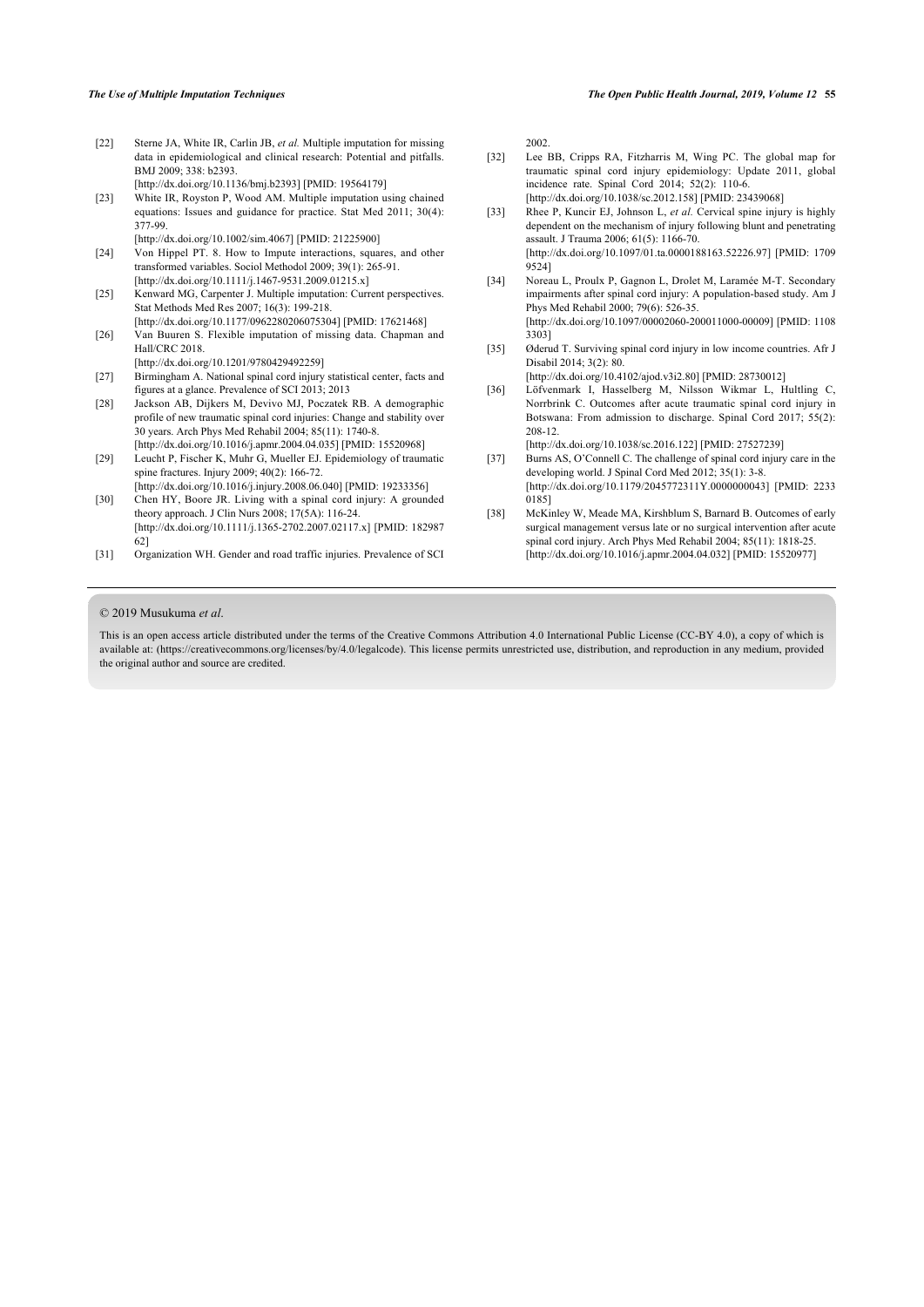[22] Sterne JA, White IR, Carlin JB, *et al.* Multiple imputation for missing data in epidemiological and clinical research: Potential and pitfalls. BMJ 2009; 338: b2393.
[http://dx.doi.org/10.1136/bmj.b2393] [PMID: 19564179]

[23] White IR, Royston P, Wood AM. Multiple imputation using chained equations: Issues and guidance for practice. Stat Med 2011; 30(4): 377-99.
[http://dx.doi.org/10.1002/sim.4067] [PMID: 21225900]

[24] Von Hippel PT. 8. How to Impute interactions, squares, and other transformed variables. Sociol Methodol 2009; 39(1): 265-91.
[http://dx.doi.org/10.1111/j.1467-9531.2009.01215.x]

[25] Kenward MG, Carpenter J. Multiple imputation: Current perspectives. Stat Methods Med Res 2007; 16(3): 199-218.
[http://dx.doi.org/10.1177/0962280206075304] [PMID: 17621468]

[26] Van Buuren S. Flexible imputation of missing data. Chapman and Hall/CRC 2018.
[http://dx.doi.org/10.1201/9780429492259]

[27] Birmingham A. National spinal cord injury statistical center, facts and figures at a glance. Prevalence of SCI 2013; 2013

[28] Jackson AB, Dijkers M, Devivo MJ, Poczatek RB. A demographic profile of new traumatic spinal cord injuries: Change and stability over 30 years. Arch Phys Med Rehabil 2004; 85(11): 1740-8.
[http://dx.doi.org/10.1016/j.apmr.2004.04.035] [PMID: 15520968]

[29] Leucht P, Fischer K, Muhr G, Mueller EJ. Epidemiology of traumatic spine fractures. Injury 2009; 40(2): 166-72.
[http://dx.doi.org/10.1016/j.injury.2008.06.040] [PMID: 19233356]

[30] Chen HY, Boore JR. Living with a spinal cord injury: A grounded theory approach. J Clin Nurs 2008; 17(5A): 116-24.
[http://dx.doi.org/10.1111/j.1365-2702.2007.02117.x] [PMID: 18298762]

[31] Organization WH. Gender and road traffic injuries. Prevalence of SCI 2002.

[32] Lee BB, Cripps RA, Fitzharris M, Wing PC. The global map for traumatic spinal cord injury epidemiology: Update 2011, global incidence rate. Spinal Cord 2014; 52(2): 110-6.
[http://dx.doi.org/10.1038/sc.2012.158] [PMID: 23439068]

[33] Rhee P, Kuncir EJ, Johnson L, *et al.* Cervical spine injury is highly dependent on the mechanism of injury following blunt and penetrating assault. J Trauma 2006; 61(5): 1166-70.
[http://dx.doi.org/10.1097/01.ta.0000188163.52226.97] [PMID: 17099524]

[34] Noreau L, Proulx P, Gagnon L, Drolet M, Laramée M-T. Secondary impairments after spinal cord injury: A population-based study. Am J Phys Med Rehabil 2000; 79(6): 526-35.
[http://dx.doi.org/10.1097/00002060-200011000-00009] [PMID: 11083303]

[35] Øderud T. Surviving spinal cord injury in low income countries. Afr J Disabil 2014; 3(2): 80.
[http://dx.doi.org/10.4102/ajod.v3i2.80] [PMID: 28730012]

[36] Löfvenmark I, Hasselberg M, Nilsson Wikmar L, Hultling C, Norrbrink C. Outcomes after acute traumatic spinal cord injury in Botswana: From admission to discharge. Spinal Cord 2017; 55(2): 208-12.
[http://dx.doi.org/10.1038/sc.2016.122] [PMID: 27527239]

[37] Burns AS, O'Connell C. The challenge of spinal cord injury care in the developing world. J Spinal Cord Med 2012; 35(1): 3-8.
[http://dx.doi.org/10.1179/2045772311Y.0000000043] [PMID: 22330185]

[38] McKinley W, Meade MA, Kirshblum S, Barnard B. Outcomes of early surgical management versus late or no surgical intervention after acute spinal cord injury. Arch Phys Med Rehabil 2004; 85(11): 1818-25.
[http://dx.doi.org/10.1016/j.apmr.2004.04.032] [PMID: 15520977]

© 2019 Musukuma *et al*.

This is an open access article distributed under the terms of the Creative Commons Attribution 4.0 International Public License (CC-BY 4.0), a copy of which is available at: (https://creativecommons.org/licenses/by/4.0/legalcode). This license permits unrestricted use, distribution, and reproduction in any medium, provided the original author and source are credited.